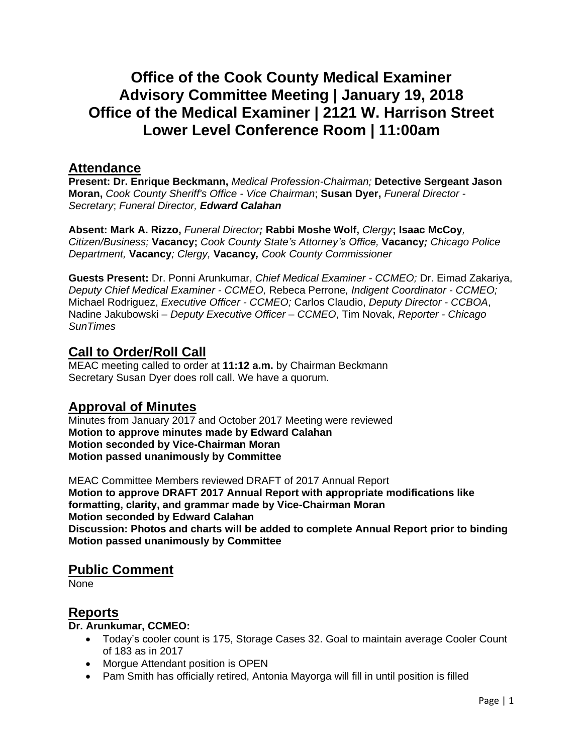# Office of the Cook County Medical Examiner
# Advisory Committee Meeting | January 19, 2018
# Office of the Medical Examiner | 2121 W. Harrison Street
# Lower Level Conference Room | 11:00am

## Attendance

**Present: Dr. Enrique Beckmann,** *Medical Profession-Chairman;* **Detective Sergeant Jason Moran,** *Cook County Sheriff's Office - Vice Chairman*; **Susan Dyer,** *Funeral Director - Secretary*; *Funeral Director,* ***Edward Calahan***

**Absent: Mark A. Rizzo,** *Funeral Director****;*** **Rabbi Moshe Wolf,** *Clergy***; Isaac McCoy***, Citizen/Business;* **Vacancy;** *Cook County State's Attorney's Office,* **Vacancy***; Chicago Police Department,* **Vacancy***; Clergy,* **Vacancy***, Cook County Commissioner*

**Guests Present:** Dr. Ponni Arunkumar, *Chief Medical Examiner - CCMEO;* Dr. Eimad Zakariya, *Deputy Chief Medical Examiner - CCMEO,* Rebeca Perrone*, Indigent Coordinator - CCMEO;* Michael Rodriguez, *Executive Officer - CCMEO;* Carlos Claudio, *Deputy Director - CCBOA*, Nadine Jakubowski – *Deputy Executive Officer – CCMEO*, Tim Novak, *Reporter - Chicago SunTimes*

## Call to Order/Roll Call

MEAC meeting called to order at **11:12 a.m.** by Chairman Beckmann
Secretary Susan Dyer does roll call. We have a quorum.

## Approval of Minutes

Minutes from January 2017 and October 2017 Meeting were reviewed
**Motion to approve minutes made by Edward Calahan**
**Motion seconded by Vice-Chairman Moran**
**Motion passed unanimously by Committee**

MEAC Committee Members reviewed DRAFT of 2017 Annual Report
**Motion to approve DRAFT 2017 Annual Report with appropriate modifications like formatting, clarity, and grammar made by Vice-Chairman Moran**
**Motion seconded by Edward Calahan**
**Discussion: Photos and charts will be added to complete Annual Report prior to binding**
**Motion passed unanimously by Committee**

## Public Comment

None

## Reports

**Dr. Arunkumar, CCMEO:**

- Today's cooler count is 175, Storage Cases 32. Goal to maintain average Cooler Count of 183 as in 2017
- Morgue Attendant position is OPEN
- Pam Smith has officially retired, Antonia Mayorga will fill in until position is filled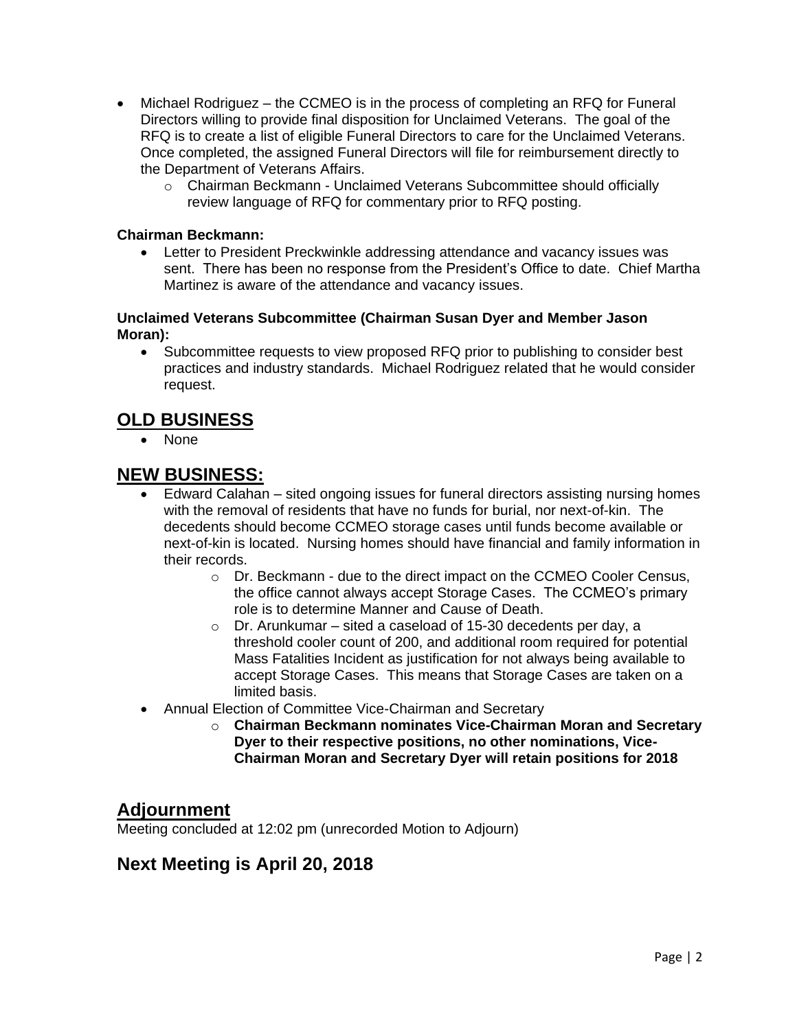- Michael Rodriguez – the CCMEO is in the process of completing an RFQ for Funeral Directors willing to provide final disposition for Unclaimed Veterans. The goal of the RFQ is to create a list of eligible Funeral Directors to care for the Unclaimed Veterans. Once completed, the assigned Funeral Directors will file for reimbursement directly to the Department of Veterans Affairs.
  - Chairman Beckmann - Unclaimed Veterans Subcommittee should officially review language of RFQ for commentary prior to RFQ posting.

**Chairman Beckmann:**

- Letter to President Preckwinkle addressing attendance and vacancy issues was sent. There has been no response from the President's Office to date. Chief Martha Martinez is aware of the attendance and vacancy issues.

**Unclaimed Veterans Subcommittee (Chairman Susan Dyer and Member Jason Moran):**

- Subcommittee requests to view proposed RFQ prior to publishing to consider best practices and industry standards. Michael Rodriguez related that he would consider request.

## OLD BUSINESS

- None

## NEW BUSINESS:

- Edward Calahan – sited ongoing issues for funeral directors assisting nursing homes with the removal of residents that have no funds for burial, nor next-of-kin. The decedents should become CCMEO storage cases until funds become available or next-of-kin is located. Nursing homes should have financial and family information in their records.
  - Dr. Beckmann - due to the direct impact on the CCMEO Cooler Census, the office cannot always accept Storage Cases. The CCMEO's primary role is to determine Manner and Cause of Death.
  - Dr. Arunkumar – sited a caseload of 15-30 decedents per day, a threshold cooler count of 200, and additional room required for potential Mass Fatalities Incident as justification for not always being available to accept Storage Cases. This means that Storage Cases are taken on a limited basis.
- Annual Election of Committee Vice-Chairman and Secretary
  - **Chairman Beckmann nominates Vice-Chairman Moran and Secretary Dyer to their respective positions, no other nominations, Vice-Chairman Moran and Secretary Dyer will retain positions for 2018**

## Adjournment

Meeting concluded at 12:02 pm (unrecorded Motion to Adjourn)

## Next Meeting is April 20, 2018